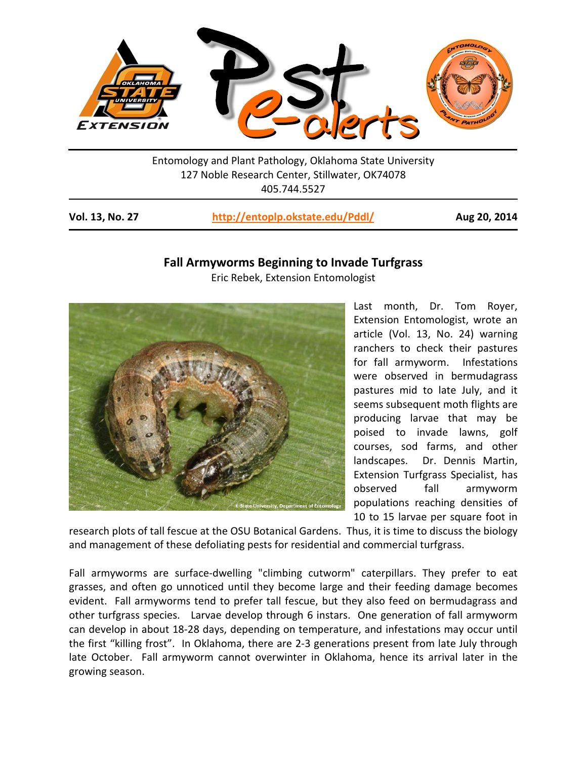Entomology and Plant Pathology, Oklahoma State University
127 Noble Research Center, Stillwater, OK74078
405.744.5527

**Vol. 13, No. 27** **http://entoplp.okstate.edu/Pddl/** **Aug 20, 2014**

## Fall Armyworms Beginning to Invade Turfgrass

Eric Rebek, Extension Entomologist

Last month, Dr. Tom Royer, Extension Entomologist, wrote an article (Vol. 13, No. 24) warning ranchers to check their pastures for fall armyworm. Infestations were observed in bermudagrass pastures mid to late July, and it seems subsequent moth flights are producing larvae that may be poised to invade lawns, golf courses, sod farms, and other landscapes. Dr. Dennis Martin, Extension Turfgrass Specialist, has observed fall armyworm populations reaching densities of 10 to 15 larvae per square foot in research plots of tall fescue at the OSU Botanical Gardens. Thus, it is time to discuss the biology and management of these defoliating pests for residential and commercial turfgrass.

Fall armyworms are surface-dwelling "climbing cutworm" caterpillars. They prefer to eat grasses, and often go unnoticed until they become large and their feeding damage becomes evident. Fall armyworms tend to prefer tall fescue, but they also feed on bermudagrass and other turfgrass species. Larvae develop through 6 instars. One generation of fall armyworm can develop in about 18-28 days, depending on temperature, and infestations may occur until the first "killing frost". In Oklahoma, there are 2-3 generations present from late July through late October. Fall armyworm cannot overwinter in Oklahoma, hence its arrival later in the growing season.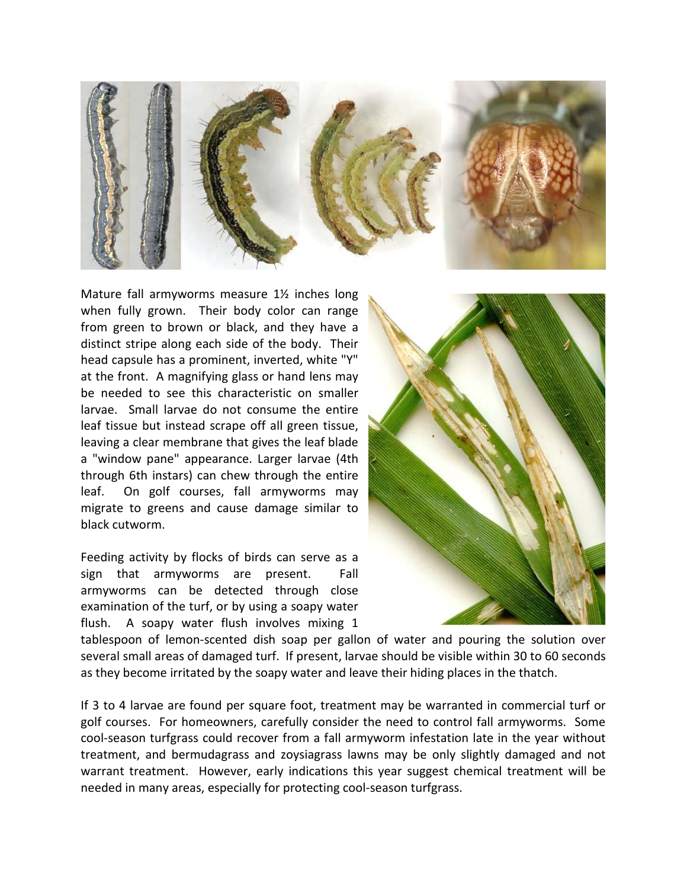Mature fall armyworms measure 1½ inches long when fully grown. Their body color can range from green to brown or black, and they have a distinct stripe along each side of the body. Their head capsule has a prominent, inverted, white "Y" at the front. A magnifying glass or hand lens may be needed to see this characteristic on smaller larvae. Small larvae do not consume the entire leaf tissue but instead scrape off all green tissue, leaving a clear membrane that gives the leaf blade a "window pane" appearance. Larger larvae (4th through 6th instars) can chew through the entire leaf. On golf courses, fall armyworms may migrate to greens and cause damage similar to black cutworm.

Feeding activity by flocks of birds can serve as a sign that armyworms are present. Fall armyworms can be detected through close examination of the turf, or by using a soapy water flush. A soapy water flush involves mixing 1 tablespoon of lemon-scented dish soap per gallon of water and pouring the solution over several small areas of damaged turf. If present, larvae should be visible within 30 to 60 seconds as they become irritated by the soapy water and leave their hiding places in the thatch.

If 3 to 4 larvae are found per square foot, treatment may be warranted in commercial turf or golf courses. For homeowners, carefully consider the need to control fall armyworms. Some cool-season turfgrass could recover from a fall armyworm infestation late in the year without treatment, and bermudagrass and zoysiagrass lawns may be only slightly damaged and not warrant treatment. However, early indications this year suggest chemical treatment will be needed in many areas, especially for protecting cool-season turfgrass.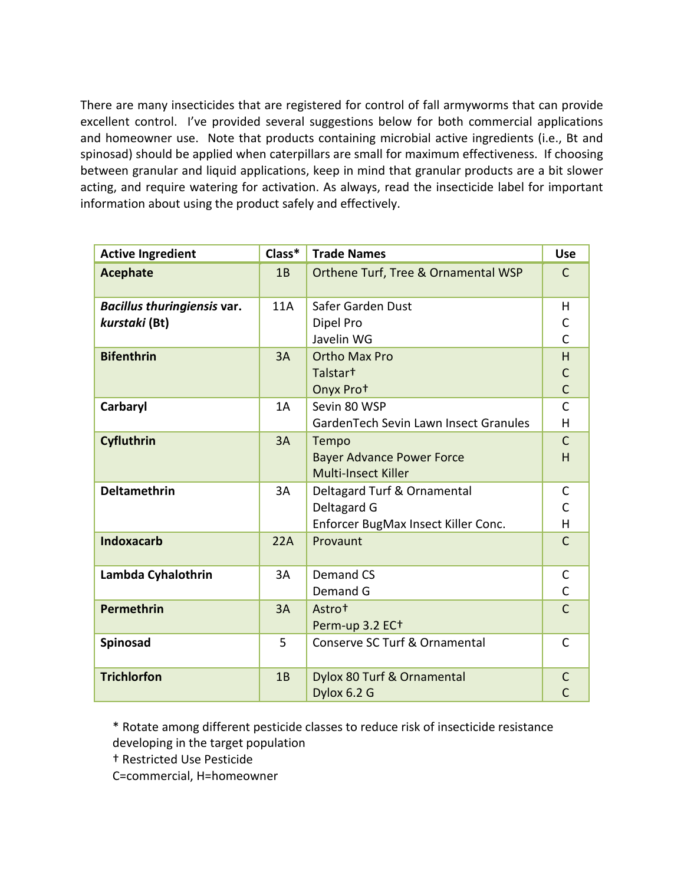There are many insecticides that are registered for control of fall armyworms that can provide excellent control. I've provided several suggestions below for both commercial applications and homeowner use. Note that products containing microbial active ingredients (i.e., Bt and spinosad) should be applied when caterpillars are small for maximum effectiveness. If choosing between granular and liquid applications, keep in mind that granular products are a bit slower acting, and require watering for activation. As always, read the insecticide label for important information about using the product safely and effectively.

| Active Ingredient | Class* | Trade Names | Use |
|---|---|---|---|
| **Acephate** | 1B | Orthene Turf, Tree & Ornamental WSP | C |
| ***Bacillus thuringiensis* var. *kurstaki* (Bt)** | 11A | Safer Garden Dust<br>Dipel Pro<br>Javelin WG | H<br>C<br>C |
| **Bifenthrin** | 3A | Ortho Max Pro<br>Talstar†<br>Onyx Pro† | H<br>C<br>C |
| **Carbaryl** | 1A | Sevin 80 WSP<br>GardenTech Sevin Lawn Insect Granules | C<br>H |
| **Cyfluthrin** | 3A | Tempo<br>Bayer Advance Power Force Multi-Insect Killer | C<br>H |
| **Deltamethrin** | 3A | Deltagard Turf & Ornamental<br>Deltagard G<br>Enforcer BugMax Insect Killer Conc. | C<br>C<br>H |
| **Indoxacarb** | 22A | Provaunt | C |
| **Lambda Cyhalothrin** | 3A | Demand CS<br>Demand G | C<br>C |
| **Permethrin** | 3A | Astro†<br>Perm-up 3.2 EC† | C |
| **Spinosad** | 5 | Conserve SC Turf & Ornamental | C |
| **Trichlorfon** | 1B | Dylox 80 Turf & Ornamental<br>Dylox 6.2 G | C<br>C |

\* Rotate among different pesticide classes to reduce risk of insecticide resistance developing in the target population

† Restricted Use Pesticide

C=commercial, H=homeowner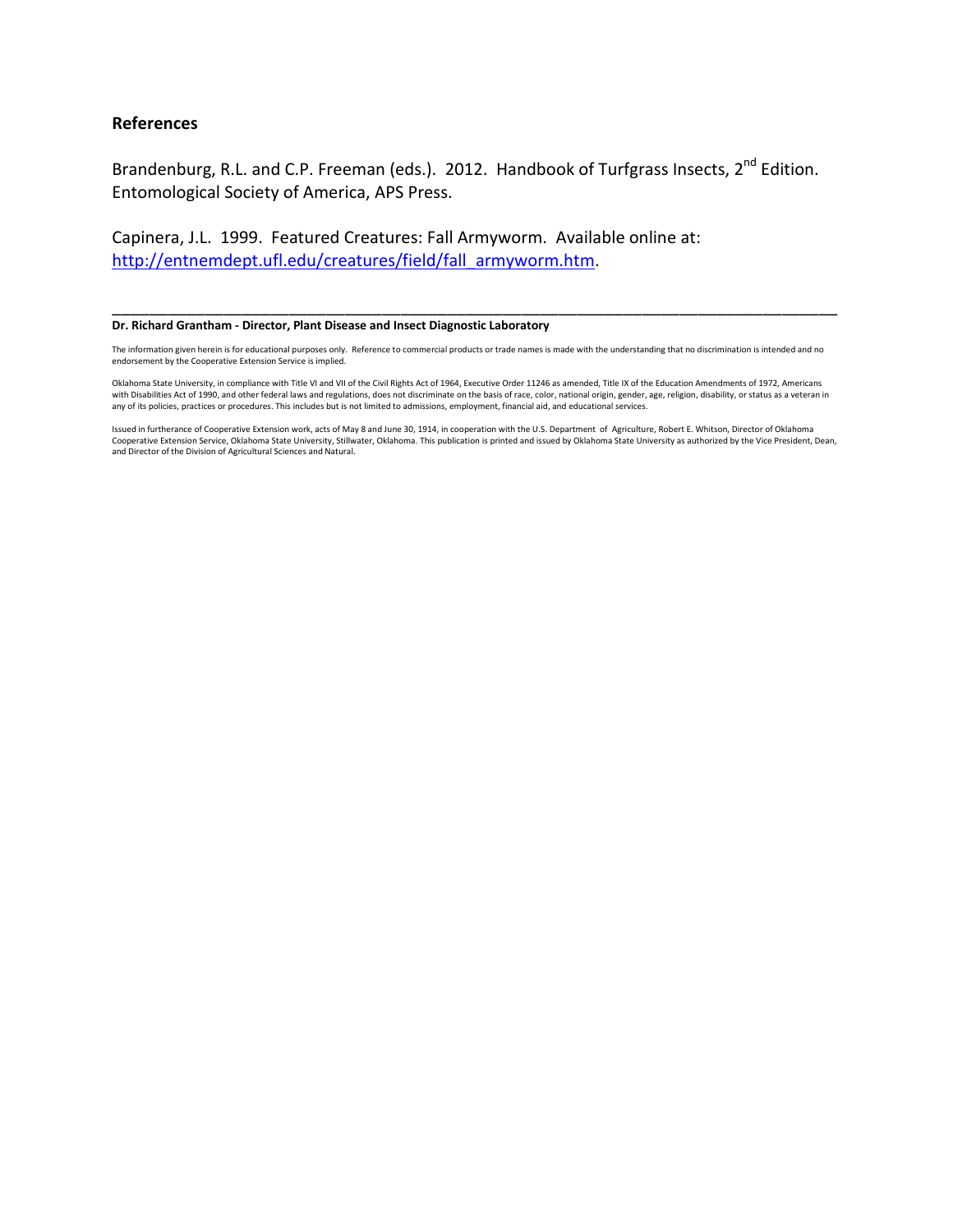## References

Brandenburg, R.L. and C.P. Freeman (eds.). 2012. Handbook of Turfgrass Insects, 2nd Edition. Entomological Society of America, APS Press.

Capinera, J.L. 1999. Featured Creatures: Fall Armyworm. Available online at: [http://entnemdept.ufl.edu/creatures/field/fall_armyworm.htm](http://entnemdept.ufl.edu/creatures/field/fall_armyworm.htm).

---

**Dr. Richard Grantham - Director, Plant Disease and Insect Diagnostic Laboratory**

The information given herein is for educational purposes only. Reference to commercial products or trade names is made with the understanding that no discrimination is intended and no endorsement by the Cooperative Extension Service is implied.

Oklahoma State University, in compliance with Title VI and VII of the Civil Rights Act of 1964, Executive Order 11246 as amended, Title IX of the Education Amendments of 1972, Americans with Disabilities Act of 1990, and other federal laws and regulations, does not discriminate on the basis of race, color, national origin, gender, age, religion, disability, or status as a veteran in any of its policies, practices or procedures. This includes but is not limited to admissions, employment, financial aid, and educational services.

Issued in furtherance of Cooperative Extension work, acts of May 8 and June 30, 1914, in cooperation with the U.S. Department of Agriculture, Robert E. Whitson, Director of Oklahoma Cooperative Extension Service, Oklahoma State University, Stillwater, Oklahoma. This publication is printed and issued by Oklahoma State University as authorized by the Vice President, Dean, and Director of the Division of Agricultural Sciences and Natural.